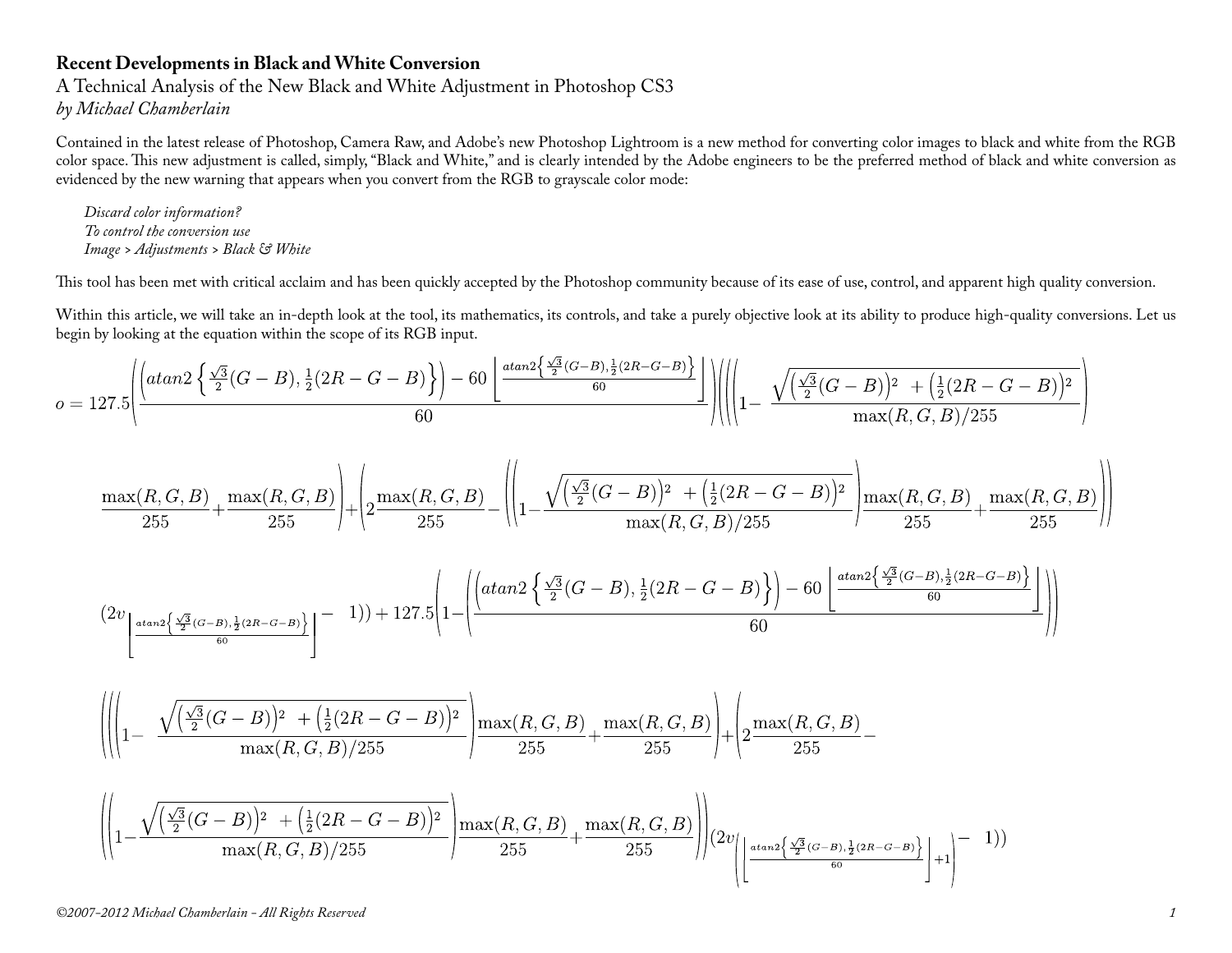**Recent Developments in Black and White Conversion**

A Technical Analysis of the New Black and White Adjustment in Photoshop CS3

*by Michael Chamberlain*

Contained in the latest release of Photoshop, Camera Raw, and Adobe's new Photoshop Lightroom is a new method for converting color images to black and white from the RGB color space. This new adjustment is called, simply, "Black and White," and is clearly intended by the Adobe engineers to be the preferred method of black and white conversion as evidenced by the new warning that appears when you convert from the RGB to grayscale color mode:

*Discard color information?*
*To control the conversion use*
*Image > Adjustments > Black & White*

This tool has been met with critical acclaim and has been quickly accepted by the Photoshop community because of its ease of use, control, and apparent high quality conversion.

Within this article, we will take an in-depth look at the tool, its mathematics, its controls, and take a purely objective look at its ability to produce high-quality conversions. Let us begin by looking at the equation within the scope of its RGB input.

$$o = 127.5\left(\frac{\left(atan2\left\{\frac{\sqrt{3}}{2}(G-B),\frac{1}{2}(2R-G-B)\right\}\right)-60\left\lfloor\frac{atan2\left\{\frac{\sqrt{3}}{2}(G-B),\frac{1}{2}(2R-G-B)\right\}}{60}\right\rfloor}{60}\right)\left(\left(\left(\left(1-\frac{\sqrt{\left(\frac{\sqrt{3}}{2}(G-B)\right)^2+\left(\frac{1}{2}(2R-G-B)\right)^2}}{\max(R,G,B)/255}\right)\frac{\max(R,G,B)}{255}+\frac{\max(R,G,B)}{255}\right)+\left(2\frac{\max(R,G,B)}{255}-\left(\left(1-\frac{\sqrt{\left(\frac{\sqrt{3}}{2}(G-B)\right)^2+\left(\frac{1}{2}(2R-G-B)\right)^2}}{\max(R,G,B)/255}\right)\frac{\max(R,G,B)}{255}+\frac{\max(R,G,B)}{255}\right)\right)\right.$$

$$\left.(2v_{\left\lfloor\frac{atan2\left\{\frac{\sqrt{3}}{2}(G-B),\frac{1}{2}(2R-G-B)\right\}}{60}\right\rfloor}-1)\right)+127.5\left(1-\left(\frac{\left(atan2\left\{\frac{\sqrt{3}}{2}(G-B),\frac{1}{2}(2R-G-B)\right\}\right)-60\left\lfloor\frac{atan2\left\{\frac{\sqrt{3}}{2}(G-B),\frac{1}{2}(2R-G-B)\right\}}{60}\right\rfloor}{60}\right)\right)$$

$$\left(\left(\left(\left(1-\frac{\sqrt{\left(\frac{\sqrt{3}}{2}(G-B)\right)^2+\left(\frac{1}{2}(2R-G-B)\right)^2}}{\max(R,G,B)/255}\right)\frac{\max(R,G,B)}{255}+\frac{\max(R,G,B)}{255}\right)+\left(2\frac{\max(R,G,B)}{255}-\right.\right.\right.$$

$$\left.\left.\left.\left(\left(1-\frac{\sqrt{\left(\frac{\sqrt{3}}{2}(G-B)\right)^2+\left(\frac{1}{2}(2R-G-B)\right)^2}}{\max(R,G,B)/255}\right)\frac{\max(R,G,B)}{255}+\frac{\max(R,G,B)}{255}\right)\right)(2v_{\left(\left\lfloor\frac{atan2\left\{\frac{\sqrt{3}}{2}(G-B),\frac{1}{2}(2R-G-B)\right\}}{60}\right\rfloor+1\right)}-1)\right)$$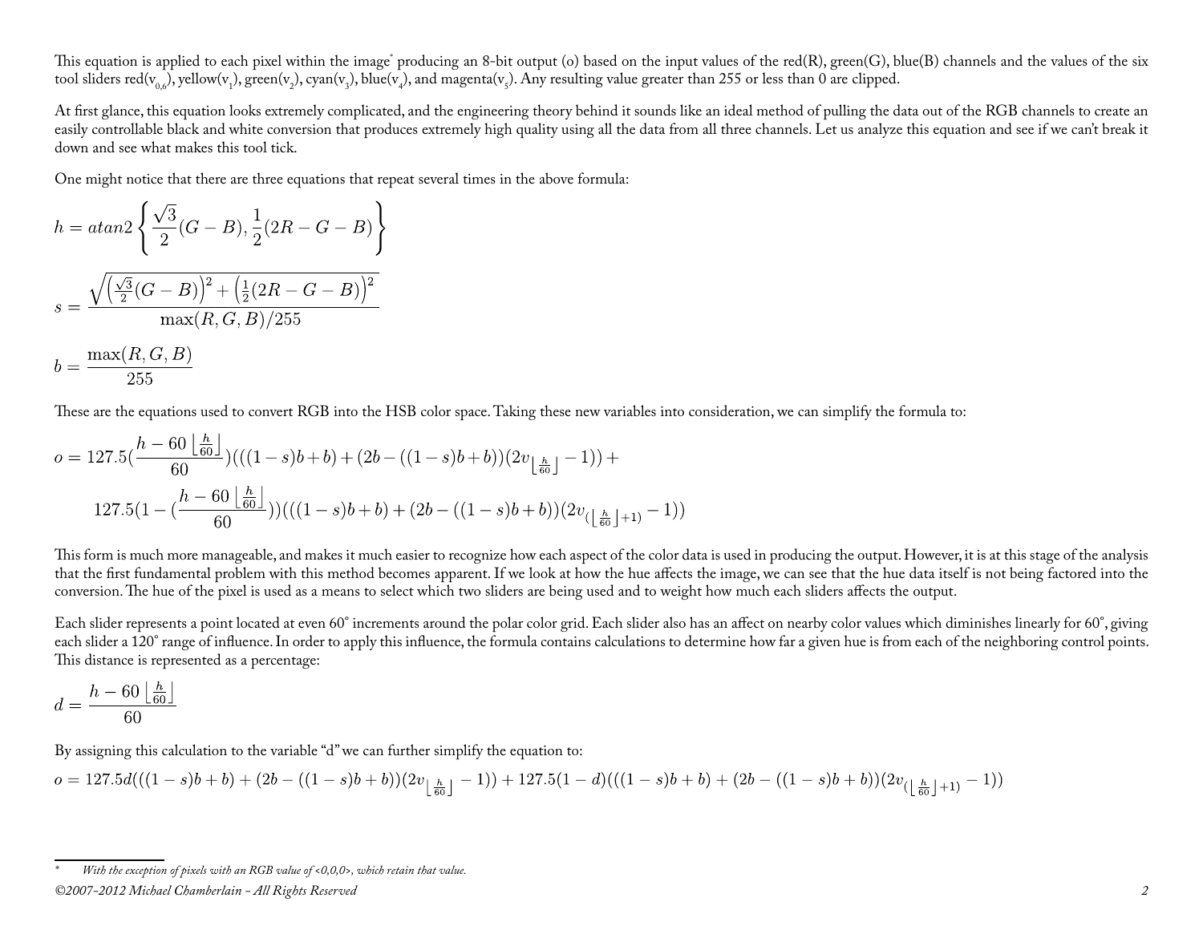This equation is applied to each pixel within the image* producing an 8-bit output (o) based on the input values of the red(R), green(G), blue(B) channels and the values of the six tool sliders red($v_{0,6}$), yellow($v_1$), green($v_2$), cyan($v_3$), blue($v_4$), and magenta($v_5$). Any resulting value greater than 255 or less than 0 are clipped.

At first glance, this equation looks extremely complicated, and the engineering theory behind it sounds like an ideal method of pulling the data out of the RGB channels to create an easily controllable black and white conversion that produces extremely high quality using all the data from all three channels. Let us analyze this equation and see if we can't break it down and see what makes this tool tick.

One might notice that there are three equations that repeat several times in the above formula:

$$h = atan2\left\{\frac{\sqrt{3}}{2}(G-B), \frac{1}{2}(2R-G-B)\right\}$$

$$s = \frac{\sqrt{\left(\frac{\sqrt{3}}{2}(G-B)\right)^2 + \left(\frac{1}{2}(2R-G-B)\right)^2}}{\max(R,G,B)/255}$$

$$b = \frac{\max(R,G,B)}{255}$$

These are the equations used to convert RGB into the HSB color space. Taking these new variables into consideration, we can simplify the formula to:

$$o = 127.5\left(\frac{h - 60\left\lfloor\frac{h}{60}\right\rfloor}{60}\right)(((1-s)b+b) + (2b - ((1-s)b+b))(2v_{\left\lfloor\frac{h}{60}\right\rfloor} - 1)) +$$
$$127.5\left(1 - \left(\frac{h - 60\left\lfloor\frac{h}{60}\right\rfloor}{60}\right)\right)(((1-s)b+b) + (2b - ((1-s)b+b))(2v_{(\left\lfloor\frac{h}{60}\right\rfloor+1)} - 1))$$

This form is much more manageable, and makes it much easier to recognize how each aspect of the color data is used in producing the output. However, it is at this stage of the analysis that the first fundamental problem with this method becomes apparent. If we look at how the hue affects the image, we can see that the hue data itself is not being factored into the conversion. The hue of the pixel is used as a means to select which two sliders are being used and to weight how much each sliders affects the output.

Each slider represents a point located at even 60° increments around the polar color grid. Each slider also has an affect on nearby color values which diminishes linearly for 60°, giving each slider a 120° range of influence. In order to apply this influence, the formula contains calculations to determine how far a given hue is from each of the neighboring control points. This distance is represented as a percentage:

$$d = \frac{h - 60\left\lfloor\frac{h}{60}\right\rfloor}{60}$$

By assigning this calculation to the variable "d" we can further simplify the equation to:

$$o = 127.5d(((1-s)b+b) + (2b - ((1-s)b+b))(2v_{\left\lfloor\frac{h}{60}\right\rfloor} - 1)) + 127.5(1-d)(((1-s)b+b) + (2b - ((1-s)b+b))(2v_{(\left\lfloor\frac{h}{60}\right\rfloor+1)} - 1))$$

---

\* *With the exception of pixels with an RGB value of <0,0,0>, which retain that value.*

*©2007-2012 Michael Chamberlain - All Rights Reserved*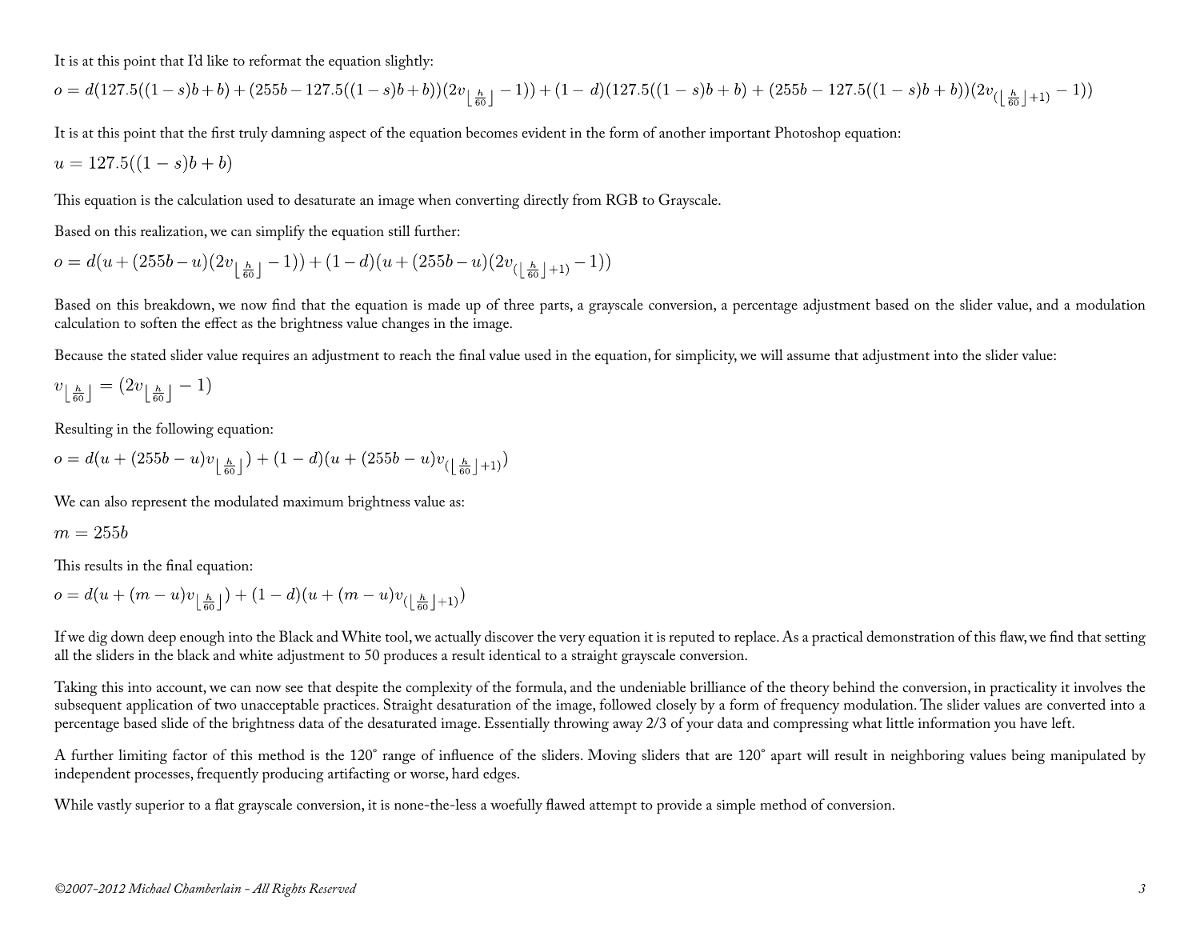It is at this point that I'd like to reformat the equation slightly:

$$o = d(127.5((1-s)b+b) + (255b - 127.5((1-s)b+b))(2v_{\lfloor \frac{h}{60} \rfloor} - 1)) + (1-d)(127.5((1-s)b+b) + (255b - 127.5((1-s)b+b))(2v_{(\lfloor \frac{h}{60} \rfloor + 1)} - 1))$$

It is at this point that the first truly damning aspect of the equation becomes evident in the form of another important Photoshop equation:

$$u = 127.5((1-s)b+b)$$

This equation is the calculation used to desaturate an image when converting directly from RGB to Grayscale.

Based on this realization, we can simplify the equation still further:

$$o = d(u + (255b - u)(2v_{\lfloor \frac{h}{60} \rfloor} - 1)) + (1-d)(u + (255b - u)(2v_{(\lfloor \frac{h}{60} \rfloor + 1)} - 1))$$

Based on this breakdown, we now find that the equation is made up of three parts, a grayscale conversion, a percentage adjustment based on the slider value, and a modulation calculation to soften the effect as the brightness value changes in the image.

Because the stated slider value requires an adjustment to reach the final value used in the equation, for simplicity, we will assume that adjustment into the slider value:

$$v_{\lfloor \frac{h}{60} \rfloor} = (2v_{\lfloor \frac{h}{60} \rfloor} - 1)$$

Resulting in the following equation:

$$o = d(u + (255b - u)v_{\lfloor \frac{h}{60} \rfloor}) + (1-d)(u + (255b - u)v_{(\lfloor \frac{h}{60} \rfloor + 1)})$$

We can also represent the modulated maximum brightness value as:

$$m = 255b$$

This results in the final equation:

$$o = d(u + (m - u)v_{\lfloor \frac{h}{60} \rfloor}) + (1-d)(u + (m - u)v_{(\lfloor \frac{h}{60} \rfloor + 1)})$$

If we dig down deep enough into the Black and White tool, we actually discover the very equation it is reputed to replace. As a practical demonstration of this flaw, we find that setting all the sliders in the black and white adjustment to 50 produces a result identical to a straight grayscale conversion.

Taking this into account, we can now see that despite the complexity of the formula, and the undeniable brilliance of the theory behind the conversion, in practicality it involves the subsequent application of two unacceptable practices. Straight desaturation of the image, followed closely by a form of frequency modulation. The slider values are converted into a percentage based slide of the brightness data of the desaturated image. Essentially throwing away 2/3 of your data and compressing what little information you have left.

A further limiting factor of this method is the 120˚ range of influence of the sliders. Moving sliders that are 120˚ apart will result in neighboring values being manipulated by independent processes, frequently producing artifacting or worse, hard edges.

While vastly superior to a flat grayscale conversion, it is none-the-less a woefully flawed attempt to provide a simple method of conversion.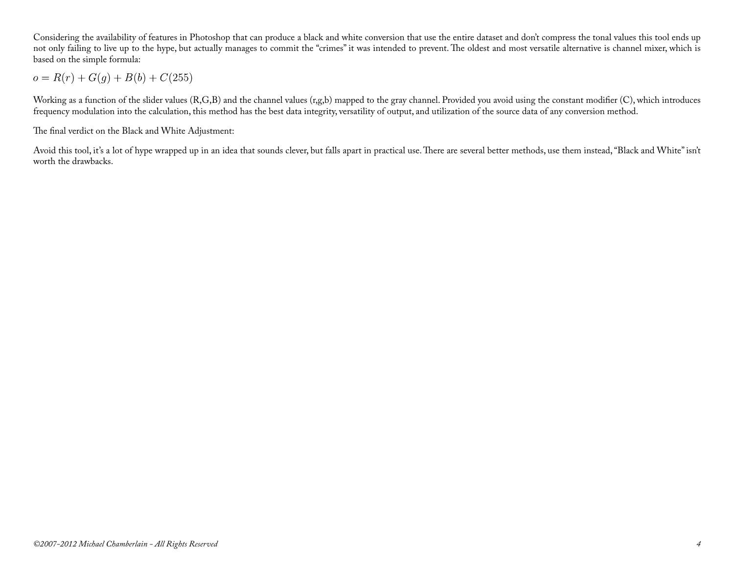Considering the availability of features in Photoshop that can produce a black and white conversion that use the entire dataset and don't compress the tonal values this tool ends up not only failing to live up to the hype, but actually manages to commit the "crimes" it was intended to prevent. The oldest and most versatile alternative is channel mixer, which is based on the simple formula:

$$o = R(r) + G(g) + B(b) + C(255)$$

Working as a function of the slider values (R,G,B) and the channel values (r,g,b) mapped to the gray channel. Provided you avoid using the constant modifier (C), which introduces frequency modulation into the calculation, this method has the best data integrity, versatility of output, and utilization of the source data of any conversion method.

The final verdict on the Black and White Adjustment:

Avoid this tool, it's a lot of hype wrapped up in an idea that sounds clever, but falls apart in practical use. There are several better methods, use them instead, "Black and White" isn't worth the drawbacks.